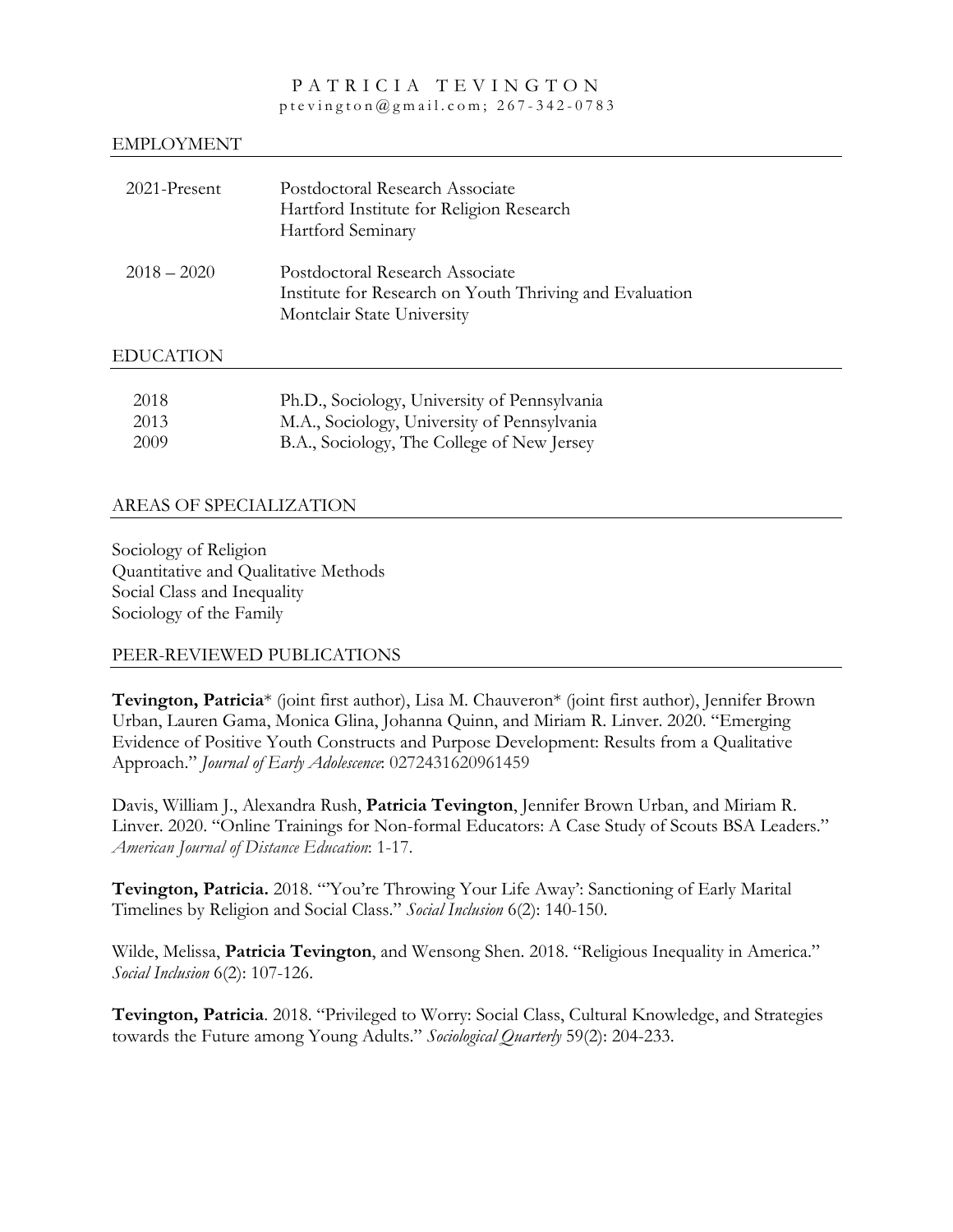# PATRICIA TEVINGTON

ptevington@gmail.com; 267-342-0783

## EMPLOYMENT

| | |
|---|---|
| 2021-Present | Postdoctoral Research Associate<br>Hartford Institute for Religion Research<br>Hartford Seminary |
| 2018 – 2020 | Postdoctoral Research Associate<br>Institute for Research on Youth Thriving and Evaluation<br>Montclair State University |

## EDUCATION

| | |
|---|---|
| 2018 | Ph.D., Sociology, University of Pennsylvania |
| 2013 | M.A., Sociology, University of Pennsylvania |
| 2009 | B.A., Sociology, The College of New Jersey |

## AREAS OF SPECIALIZATION

Sociology of Religion
Quantitative and Qualitative Methods
Social Class and Inequality
Sociology of the Family

## PEER-REVIEWED PUBLICATIONS

**Tevington, Patricia*** (joint first author), Lisa M. Chauveron* (joint first author), Jennifer Brown Urban, Lauren Gama, Monica Glina, Johanna Quinn, and Miriam R. Linver. 2020. "Emerging Evidence of Positive Youth Constructs and Purpose Development: Results from a Qualitative Approach." *Journal of Early Adolescence*: 0272431620961459

Davis, William J., Alexandra Rush, **Patricia Tevington**, Jennifer Brown Urban, and Miriam R. Linver. 2020. "Online Trainings for Non-formal Educators: A Case Study of Scouts BSA Leaders." *American Journal of Distance Education*: 1-17.

**Tevington, Patricia.** 2018. "'You're Throwing Your Life Away': Sanctioning of Early Marital Timelines by Religion and Social Class." *Social Inclusion* 6(2): 140-150.

Wilde, Melissa, **Patricia Tevington**, and Wensong Shen. 2018. "Religious Inequality in America." *Social Inclusion* 6(2): 107-126.

**Tevington, Patricia**. 2018. "Privileged to Worry: Social Class, Cultural Knowledge, and Strategies towards the Future among Young Adults." *Sociological Quarterly* 59(2): 204-233.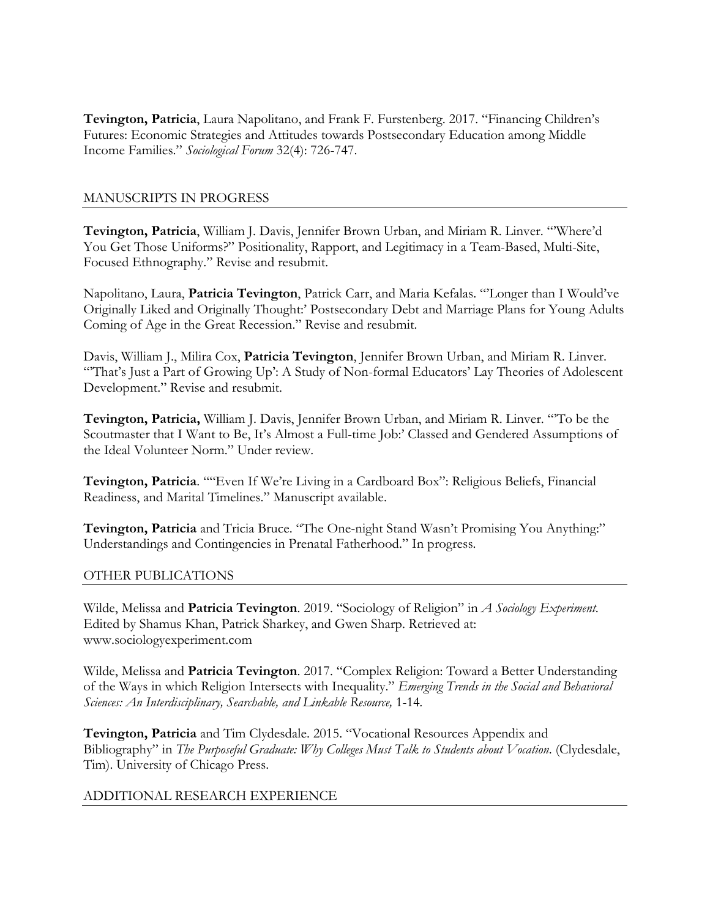**Tevington, Patricia**, Laura Napolitano, and Frank F. Furstenberg. 2017. "Financing Children's Futures: Economic Strategies and Attitudes towards Postsecondary Education among Middle Income Families." *Sociological Forum* 32(4): 726-747.

## MANUSCRIPTS IN PROGRESS

**Tevington, Patricia**, William J. Davis, Jennifer Brown Urban, and Miriam R. Linver. "'Where'd You Get Those Uniforms?" Positionality, Rapport, and Legitimacy in a Team-Based, Multi-Site, Focused Ethnography." Revise and resubmit.

Napolitano, Laura, **Patricia Tevington**, Patrick Carr, and Maria Kefalas. "'Longer than I Would've Originally Liked and Originally Thought:' Postsecondary Debt and Marriage Plans for Young Adults Coming of Age in the Great Recession." Revise and resubmit.

Davis, William J., Milira Cox, **Patricia Tevington**, Jennifer Brown Urban, and Miriam R. Linver. "'That's Just a Part of Growing Up': A Study of Non-formal Educators' Lay Theories of Adolescent Development." Revise and resubmit.

**Tevington, Patricia,** William J. Davis, Jennifer Brown Urban, and Miriam R. Linver. "'To be the Scoutmaster that I Want to Be, It's Almost a Full-time Job:' Classed and Gendered Assumptions of the Ideal Volunteer Norm." Under review.

**Tevington, Patricia**. ""Even If We're Living in a Cardboard Box": Religious Beliefs, Financial Readiness, and Marital Timelines." Manuscript available.

**Tevington, Patricia** and Tricia Bruce. "The One-night Stand Wasn't Promising You Anything:" Understandings and Contingencies in Prenatal Fatherhood." In progress.

## OTHER PUBLICATIONS

Wilde, Melissa and **Patricia Tevington**. 2019. "Sociology of Religion" in *A Sociology Experiment*. Edited by Shamus Khan, Patrick Sharkey, and Gwen Sharp. Retrieved at: www.sociologyexperiment.com

Wilde, Melissa and **Patricia Tevington**. 2017. "Complex Religion: Toward a Better Understanding of the Ways in which Religion Intersects with Inequality." *Emerging Trends in the Social and Behavioral Sciences: An Interdisciplinary, Searchable, and Linkable Resource,* 1-14.

**Tevington, Patricia** and Tim Clydesdale. 2015. "Vocational Resources Appendix and Bibliography" in *The Purposeful Graduate: Why Colleges Must Talk to Students about Vocation*. (Clydesdale, Tim). University of Chicago Press.

## ADDITIONAL RESEARCH EXPERIENCE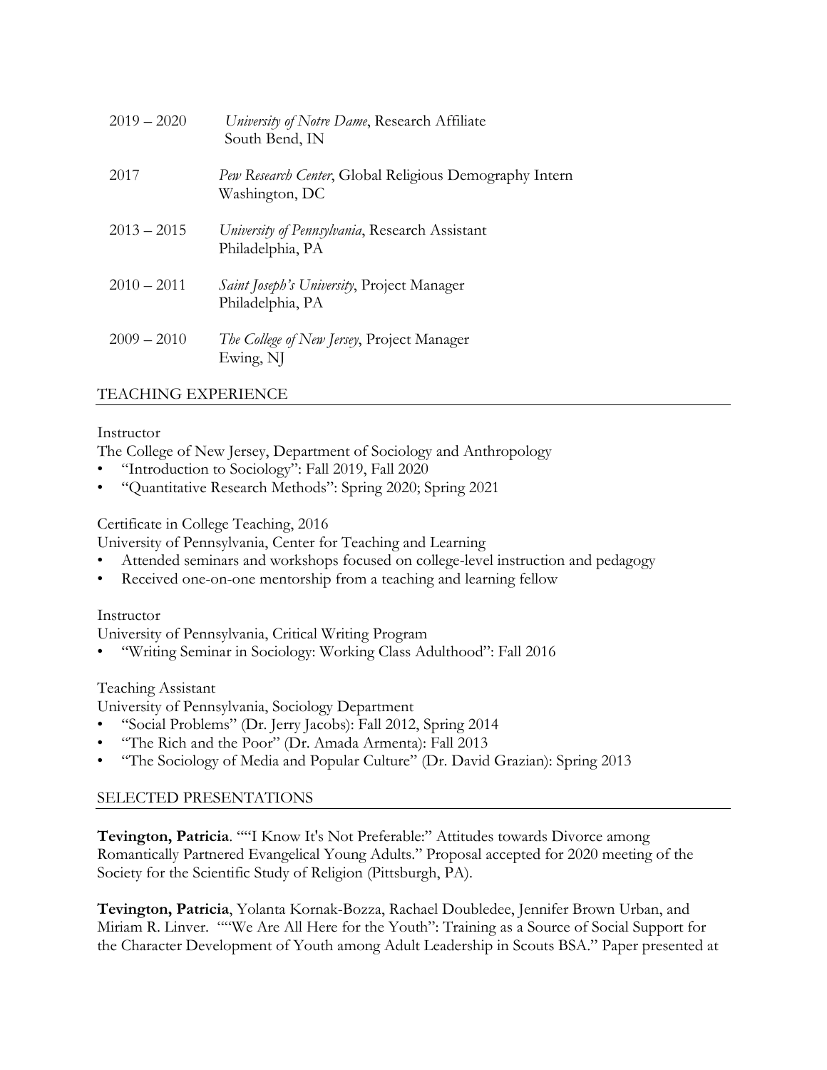2019 – 2020 *University of Notre Dame*, Research Affiliate
South Bend, IN

2017 *Pew Research Center*, Global Religious Demography Intern
Washington, DC

2013 – 2015 *University of Pennsylvania*, Research Assistant
Philadelphia, PA

2010 – 2011 *Saint Joseph's University*, Project Manager
Philadelphia, PA

2009 – 2010 *The College of New Jersey*, Project Manager
Ewing, NJ

## TEACHING EXPERIENCE

Instructor
The College of New Jersey, Department of Sociology and Anthropology
- "Introduction to Sociology": Fall 2019, Fall 2020
- "Quantitative Research Methods": Spring 2020; Spring 2021

Certificate in College Teaching, 2016
University of Pennsylvania, Center for Teaching and Learning
- Attended seminars and workshops focused on college-level instruction and pedagogy
- Received one-on-one mentorship from a teaching and learning fellow

Instructor
University of Pennsylvania, Critical Writing Program
- "Writing Seminar in Sociology: Working Class Adulthood": Fall 2016

Teaching Assistant
University of Pennsylvania, Sociology Department
- "Social Problems" (Dr. Jerry Jacobs): Fall 2012, Spring 2014
- "The Rich and the Poor" (Dr. Amada Armenta): Fall 2013
- "The Sociology of Media and Popular Culture" (Dr. David Grazian): Spring 2013

## SELECTED PRESENTATIONS

**Tevington, Patricia**. ""I Know It's Not Preferable:" Attitudes towards Divorce among Romantically Partnered Evangelical Young Adults." Proposal accepted for 2020 meeting of the Society for the Scientific Study of Religion (Pittsburgh, PA).

**Tevington, Patricia**, Yolanta Kornak-Bozza, Rachael Doubledee, Jennifer Brown Urban, and Miriam R. Linver. ""We Are All Here for the Youth": Training as a Source of Social Support for the Character Development of Youth among Adult Leadership in Scouts BSA." Paper presented at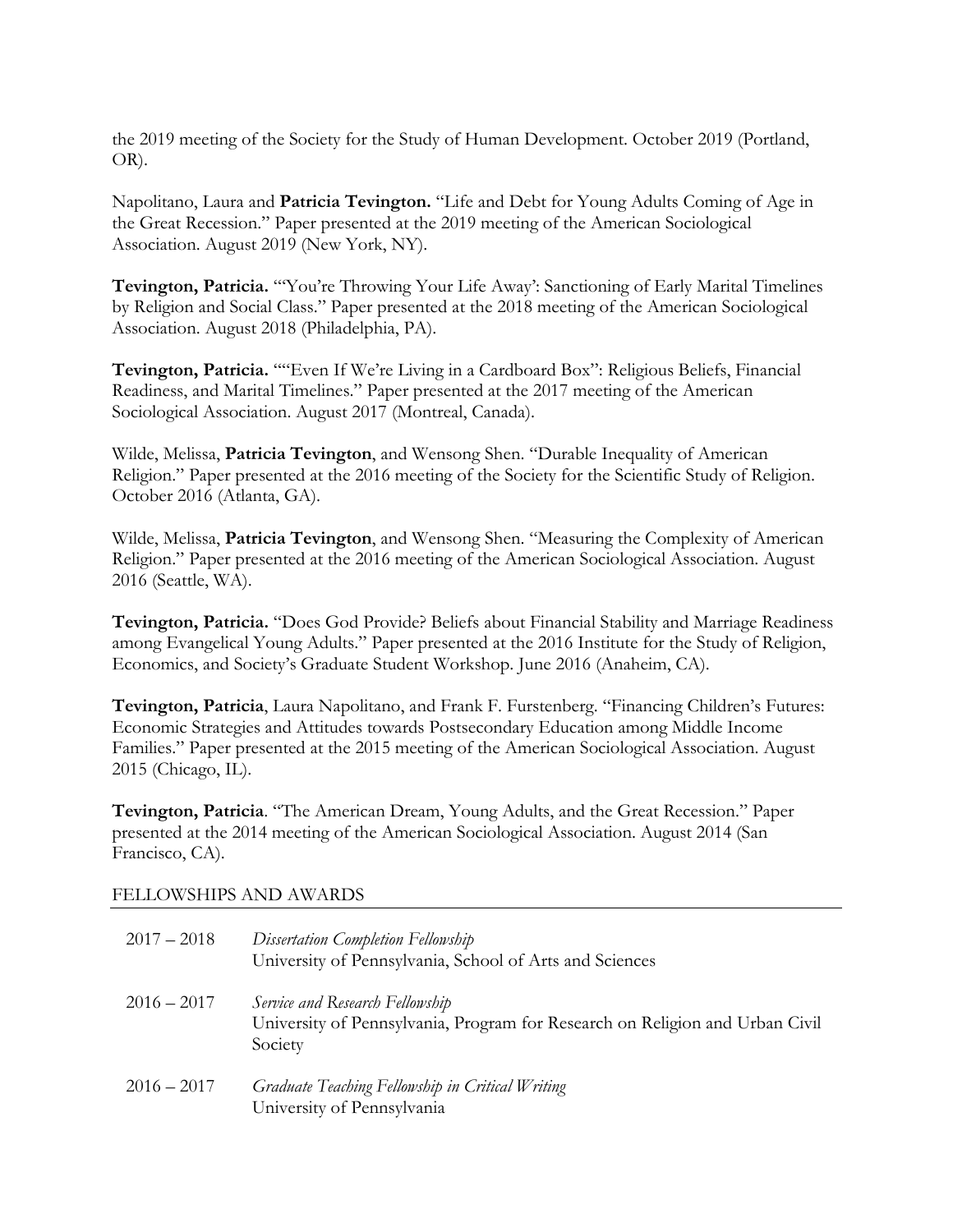the 2019 meeting of the Society for the Study of Human Development. October 2019 (Portland, OR).

Napolitano, Laura and **Patricia Tevington.** "Life and Debt for Young Adults Coming of Age in the Great Recession." Paper presented at the 2019 meeting of the American Sociological Association. August 2019 (New York, NY).

**Tevington, Patricia.** "'You're Throwing Your Life Away': Sanctioning of Early Marital Timelines by Religion and Social Class." Paper presented at the 2018 meeting of the American Sociological Association. August 2018 (Philadelphia, PA).

**Tevington, Patricia.** ""Even If We're Living in a Cardboard Box": Religious Beliefs, Financial Readiness, and Marital Timelines." Paper presented at the 2017 meeting of the American Sociological Association. August 2017 (Montreal, Canada).

Wilde, Melissa, **Patricia Tevington**, and Wensong Shen. "Durable Inequality of American Religion." Paper presented at the 2016 meeting of the Society for the Scientific Study of Religion. October 2016 (Atlanta, GA).

Wilde, Melissa, **Patricia Tevington**, and Wensong Shen. "Measuring the Complexity of American Religion." Paper presented at the 2016 meeting of the American Sociological Association. August 2016 (Seattle, WA).

**Tevington, Patricia.** "Does God Provide? Beliefs about Financial Stability and Marriage Readiness among Evangelical Young Adults." Paper presented at the 2016 Institute for the Study of Religion, Economics, and Society's Graduate Student Workshop. June 2016 (Anaheim, CA).

**Tevington, Patricia**, Laura Napolitano, and Frank F. Furstenberg. "Financing Children's Futures: Economic Strategies and Attitudes towards Postsecondary Education among Middle Income Families." Paper presented at the 2015 meeting of the American Sociological Association. August 2015 (Chicago, IL).

**Tevington, Patricia**. "The American Dream, Young Adults, and the Great Recession." Paper presented at the 2014 meeting of the American Sociological Association. August 2014 (San Francisco, CA).

## FELLOWSHIPS AND AWARDS

2017 – 2018 *Dissertation Completion Fellowship*
University of Pennsylvania, School of Arts and Sciences

2016 – 2017 *Service and Research Fellowship*
University of Pennsylvania, Program for Research on Religion and Urban Civil Society

2016 – 2017 *Graduate Teaching Fellowship in Critical Writing*
University of Pennsylvania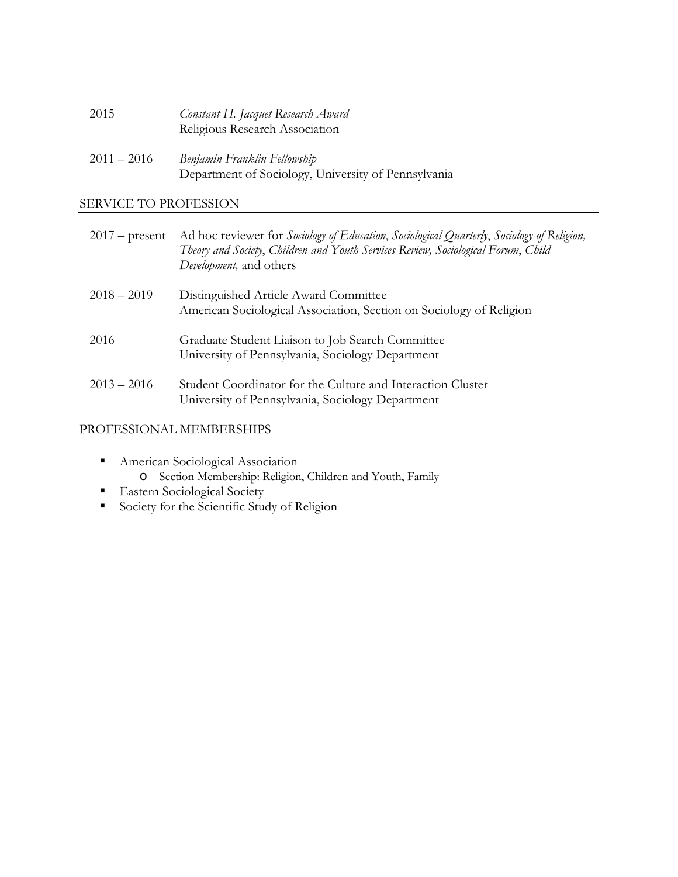| | |
|---|---|
| 2015 | *Constant H. Jacquet Research Award*<br>Religious Research Association |
| 2011 – 2016 | *Benjamin Franklin Fellowship*<br>Department of Sociology, University of Pennsylvania |

## SERVICE TO PROFESSION

| | |
|---|---|
| 2017 – present | Ad hoc reviewer for *Sociology of Education*, *Sociological Quarterly*, *Sociology of Religion, Theory and Society*, *Children and Youth Services Review, Sociological Forum*, *Child Development,* and others |
| 2018 – 2019 | Distinguished Article Award Committee<br>American Sociological Association, Section on Sociology of Religion |
| 2016 | Graduate Student Liaison to Job Search Committee<br>University of Pennsylvania, Sociology Department |
| 2013 – 2016 | Student Coordinator for the Culture and Interaction Cluster<br>University of Pennsylvania, Sociology Department |

## PROFESSIONAL MEMBERSHIPS

- American Sociological Association
  - Section Membership: Religion, Children and Youth, Family
- Eastern Sociological Society
- Society for the Scientific Study of Religion